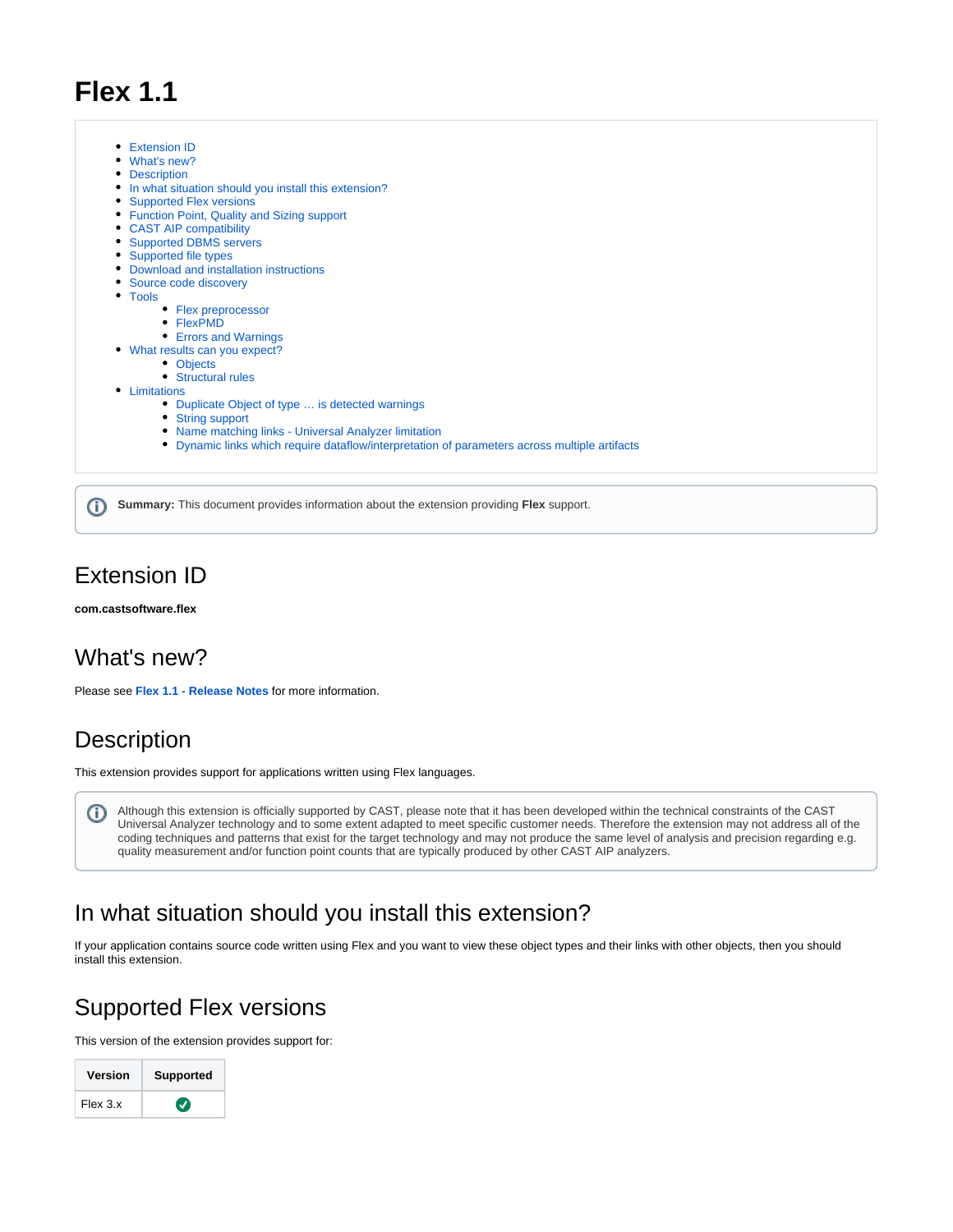# Flex 1.1

- Extension ID
- What's new?
- Description
- In what situation should you install this extension?
- Supported Flex versions
- Function Point, Quality and Sizing support
- CAST AIP compatibility
- Supported DBMS servers
- Supported file types
- Download and installation instructions
- Source code discovery
- Tools
  - Flex preprocessor
  - FlexPMD
  - Errors and Warnings
- What results can you expect?
  - Objects
  - Structural rules
- Limitations
  - Duplicate Object of type … is detected warnings
  - String support
  - Name matching links - Universal Analyzer limitation
  - Dynamic links which require dataflow/interpretation of parameters across multiple artifacts

**Summary:** This document provides information about the extension providing **Flex** support.

## Extension ID

**com.castsoftware.flex**

## What's new?

Please see **Flex 1.1 - Release Notes** for more information.

## Description

This extension provides support for applications written using Flex languages.

Although this extension is officially supported by CAST, please note that it has been developed within the technical constraints of the CAST Universal Analyzer technology and to some extent adapted to meet specific customer needs. Therefore the extension may not address all of the coding techniques and patterns that exist for the target technology and may not produce the same level of analysis and precision regarding e.g. quality measurement and/or function point counts that are typically produced by other CAST AIP analyzers.

## In what situation should you install this extension?

If your application contains source code written using Flex and you want to view these object types and their links with other objects, then you should install this extension.

## Supported Flex versions

This version of the extension provides support for:

| Version | Supported |
| --- | --- |
| Flex 3.x | ✅ |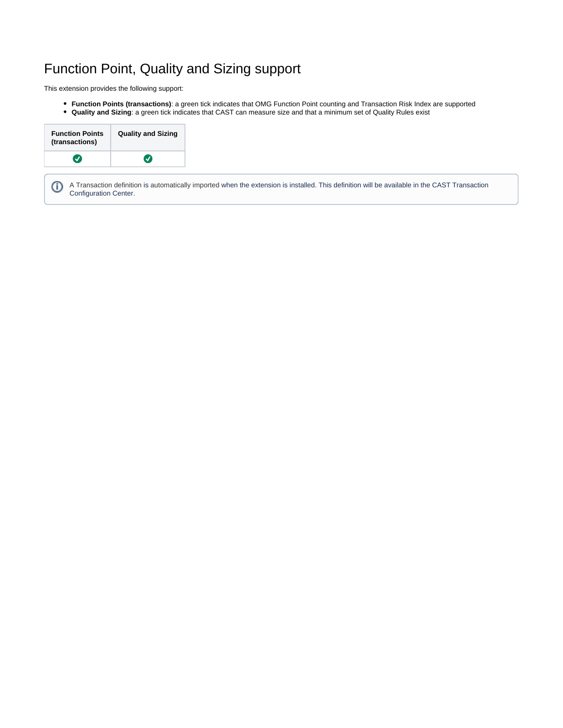# Function Point, Quality and Sizing support

This extension provides the following support:

- **Function Points (transactions)**: a green tick indicates that OMG Function Point counting and Transaction Risk Index are supported
- **Quality and Sizing**: a green tick indicates that CAST can measure size and that a minimum set of Quality Rules exist

| Function Points (transactions) | Quality and Sizing |
|---|---|
| ✅ | ✅ |

ⓘ A Transaction definition is automatically imported when the extension is installed. This definition will be available in the CAST Transaction Configuration Center.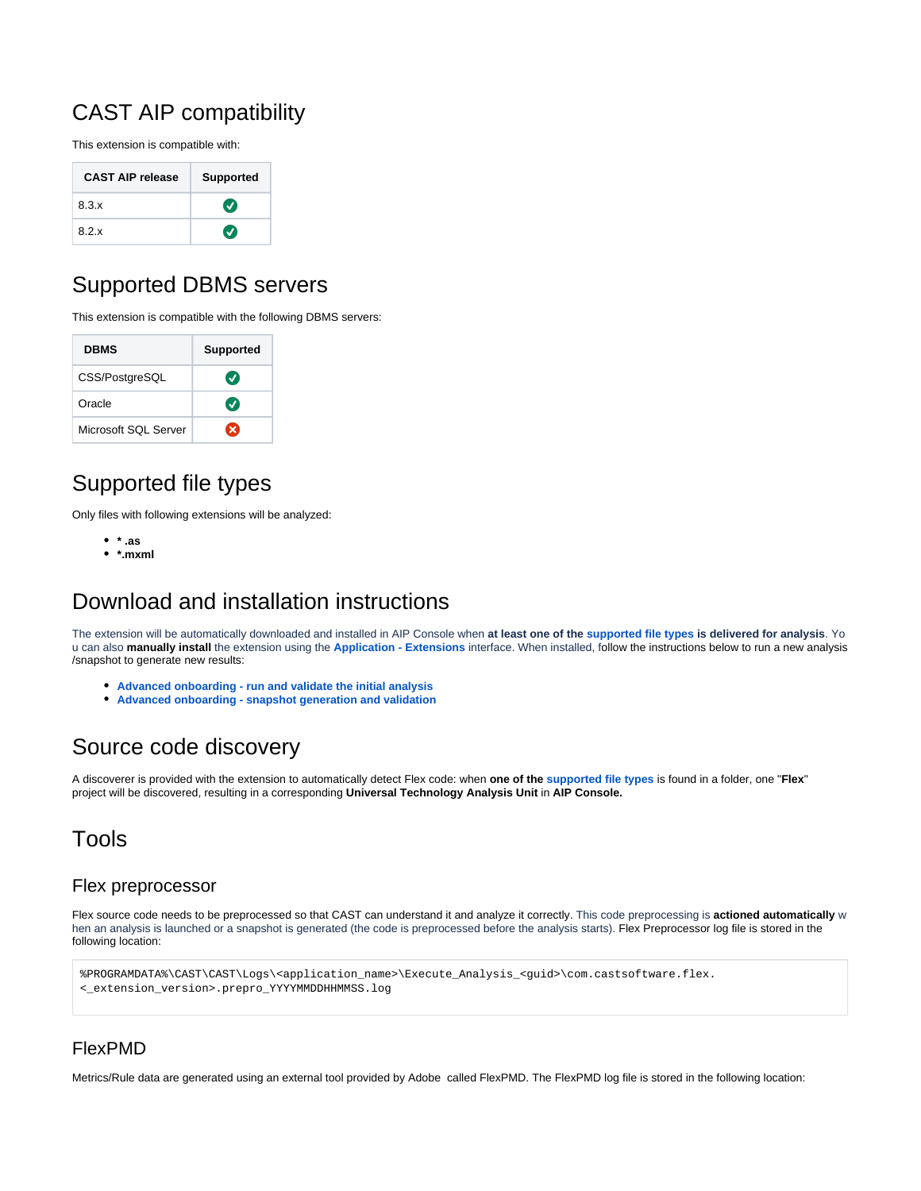# CAST AIP compatibility

This extension is compatible with:

| CAST AIP release | Supported |
|---|---|
| 8.3.x | ✅ |
| 8.2.x | ✅ |

# Supported DBMS servers

This extension is compatible with the following DBMS servers:

| DBMS | Supported |
|---|---|
| CSS/PostgreSQL | ✅ |
| Oracle | ✅ |
| Microsoft SQL Server | ❌ |

# Supported file types

Only files with following extensions will be analyzed:

- **\* .as**
- **\*.mxml**

# Download and installation instructions

The extension will be automatically downloaded and installed in AIP Console when **at least one of the supported file types is delivered for analysis**. You can also **manually install** the extension using the **Application - Extensions** interface. When installed, follow the instructions below to run a new analysis /snapshot to generate new results:

- **Advanced onboarding - run and validate the initial analysis**
- **Advanced onboarding - snapshot generation and validation**

# Source code discovery

A discoverer is provided with the extension to automatically detect Flex code: when **one of the supported file types** is found in a folder, one "**Flex**" project will be discovered, resulting in a corresponding **Universal Technology Analysis Unit** in **AIP Console.**

# Tools

## Flex preprocessor

Flex source code needs to be preprocessed so that CAST can understand it and analyze it correctly. This code preprocessing is **actioned automatically** when an analysis is launched or a snapshot is generated (the code is preprocessed before the analysis starts). Flex Preprocessor log file is stored in the following location:

```
%PROGRAMDATA%\CAST\CAST\Logs\<application_name>\Execute_Analysis_<guid>\com.castsoftware.flex.
<_extension_version>.prepro_YYYYMMDDHHMMSS.log
```

## FlexPMD

Metrics/Rule data are generated using an external tool provided by Adobe  called FlexPMD. The FlexPMD log file is stored in the following location: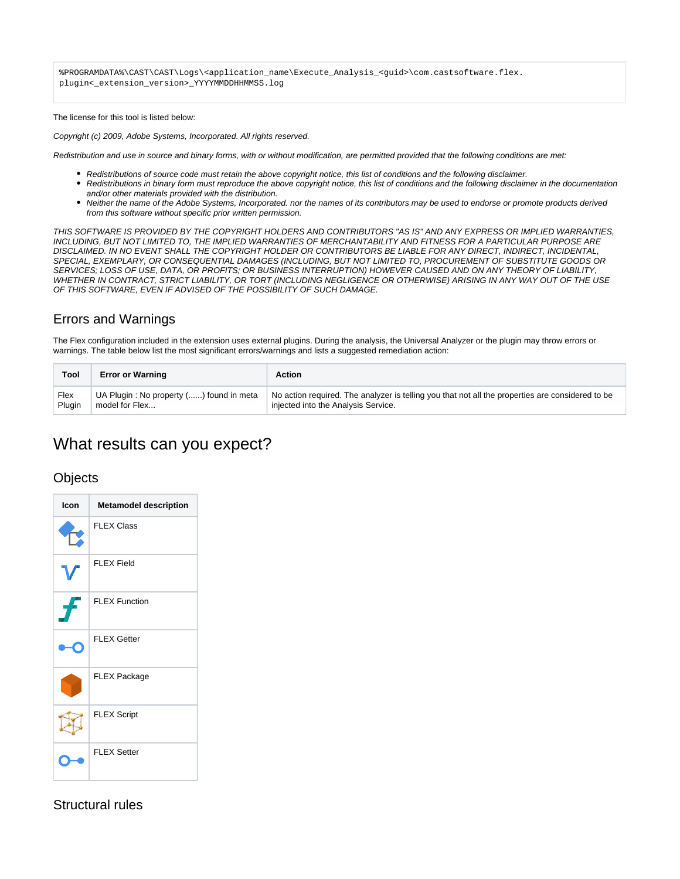```
%PROGRAMDATA%\CAST\CAST\Logs\<application_name\Execute_Analysis_<guid>\com.castsoftware.flex.
plugin<_extension_version>_YYYYMMDDHHMMSS.log
```

The license for this tool is listed below:

*Copyright (c) 2009, Adobe Systems, Incorporated. All rights reserved.*

*Redistribution and use in source and binary forms, with or without modification, are permitted provided that the following conditions are met:*

- *Redistributions of source code must retain the above copyright notice, this list of conditions and the following disclaimer.*
- *Redistributions in binary form must reproduce the above copyright notice, this list of conditions and the following disclaimer in the documentation and/or other materials provided with the distribution.*
- *Neither the name of the Adobe Systems, Incorporated. nor the names of its contributors may be used to endorse or promote products derived from this software without specific prior written permission.*

*THIS SOFTWARE IS PROVIDED BY THE COPYRIGHT HOLDERS AND CONTRIBUTORS "AS IS" AND ANY EXPRESS OR IMPLIED WARRANTIES, INCLUDING, BUT NOT LIMITED TO, THE IMPLIED WARRANTIES OF MERCHANTABILITY AND FITNESS FOR A PARTICULAR PURPOSE ARE DISCLAIMED. IN NO EVENT SHALL THE COPYRIGHT HOLDER OR CONTRIBUTORS BE LIABLE FOR ANY DIRECT, INDIRECT, INCIDENTAL, SPECIAL, EXEMPLARY, OR CONSEQUENTIAL DAMAGES (INCLUDING, BUT NOT LIMITED TO, PROCUREMENT OF SUBSTITUTE GOODS OR SERVICES; LOSS OF USE, DATA, OR PROFITS; OR BUSINESS INTERRUPTION) HOWEVER CAUSED AND ON ANY THEORY OF LIABILITY, WHETHER IN CONTRACT, STRICT LIABILITY, OR TORT (INCLUDING NEGLIGENCE OR OTHERWISE) ARISING IN ANY WAY OUT OF THE USE OF THIS SOFTWARE, EVEN IF ADVISED OF THE POSSIBILITY OF SUCH DAMAGE.*

## Errors and Warnings

The Flex configuration included in the extension uses external plugins. During the analysis, the Universal Analyzer or the plugin may throw errors or warnings. The table below list the most significant errors/warnings and lists a suggested remediation action:

| Tool | Error or Warning | Action |
|---|---|---|
| Flex Plugin | UA Plugin : No property (......) found in meta model for Flex... | No action required. The analyzer is telling you that not all the properties are considered to be injected into the Analysis Service. |

# What results can you expect?

## Objects

| Icon | Metamodel description |
|---|---|
| | FLEX Class |
| | FLEX Field |
| | FLEX Function |
| | FLEX Getter |
| | FLEX Package |
| | FLEX Script |
| | FLEX Setter |

## Structural rules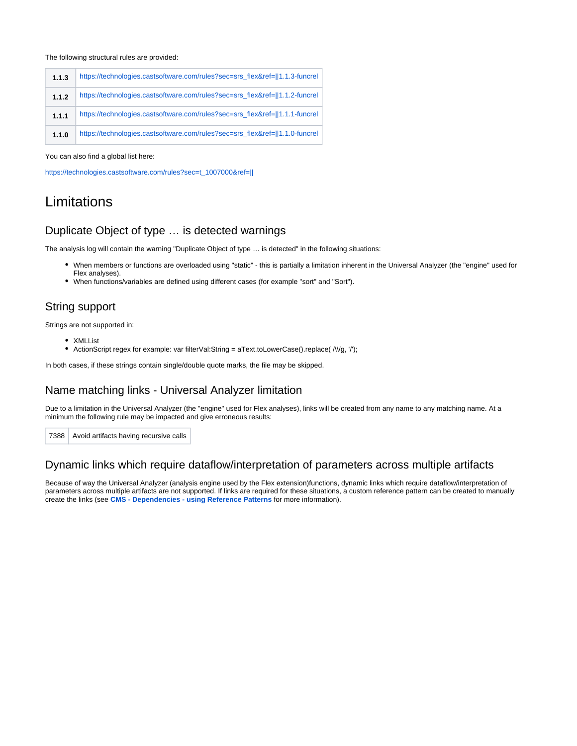The following structural rules are provided:

| | |
|---|---|
| **1.1.3** | https://technologies.castsoftware.com/rules?sec=srs_flex&ref=||1.1.3-funcrel |
| **1.1.2** | https://technologies.castsoftware.com/rules?sec=srs_flex&ref=||1.1.2-funcrel |
| **1.1.1** | https://technologies.castsoftware.com/rules?sec=srs_flex&ref=||1.1.1-funcrel |
| **1.1.0** | https://technologies.castsoftware.com/rules?sec=srs_flex&ref=||1.1.0-funcrel |

You can also find a global list here:

https://technologies.castsoftware.com/rules?sec=t_1007000&ref=||

# Limitations

## Duplicate Object of type … is detected warnings

The analysis log will contain the warning "Duplicate Object of type … is detected" in the following situations:

- When members or functions are overloaded using "static" - this is partially a limitation inherent in the Universal Analyzer (the "engine" used for Flex analyses).
- When functions/variables are defined using different cases (for example "sort" and "Sort").

## String support

Strings are not supported in:

- XMLList
- ActionScript regex for example: var filterVal:String = aText.toLowerCase().replace( /\/g, '/');

In both cases, if these strings contain single/double quote marks, the file may be skipped.

## Name matching links - Universal Analyzer limitation

Due to a limitation in the Universal Analyzer (the "engine" used for Flex analyses), links will be created from any name to any matching name. At a minimum the following rule may be impacted and give erroneous results:

| | |
|---|---|
| 7388 | Avoid artifacts having recursive calls |

## Dynamic links which require dataflow/interpretation of parameters across multiple artifacts

Because of way the Universal Analyzer (analysis engine used by the Flex extension)functions, dynamic links which require dataflow/interpretation of parameters across multiple artifacts are not supported. If links are required for these situations, a custom reference pattern can be created to manually create the links (see **CMS - Dependencies - using Reference Patterns** for more information).